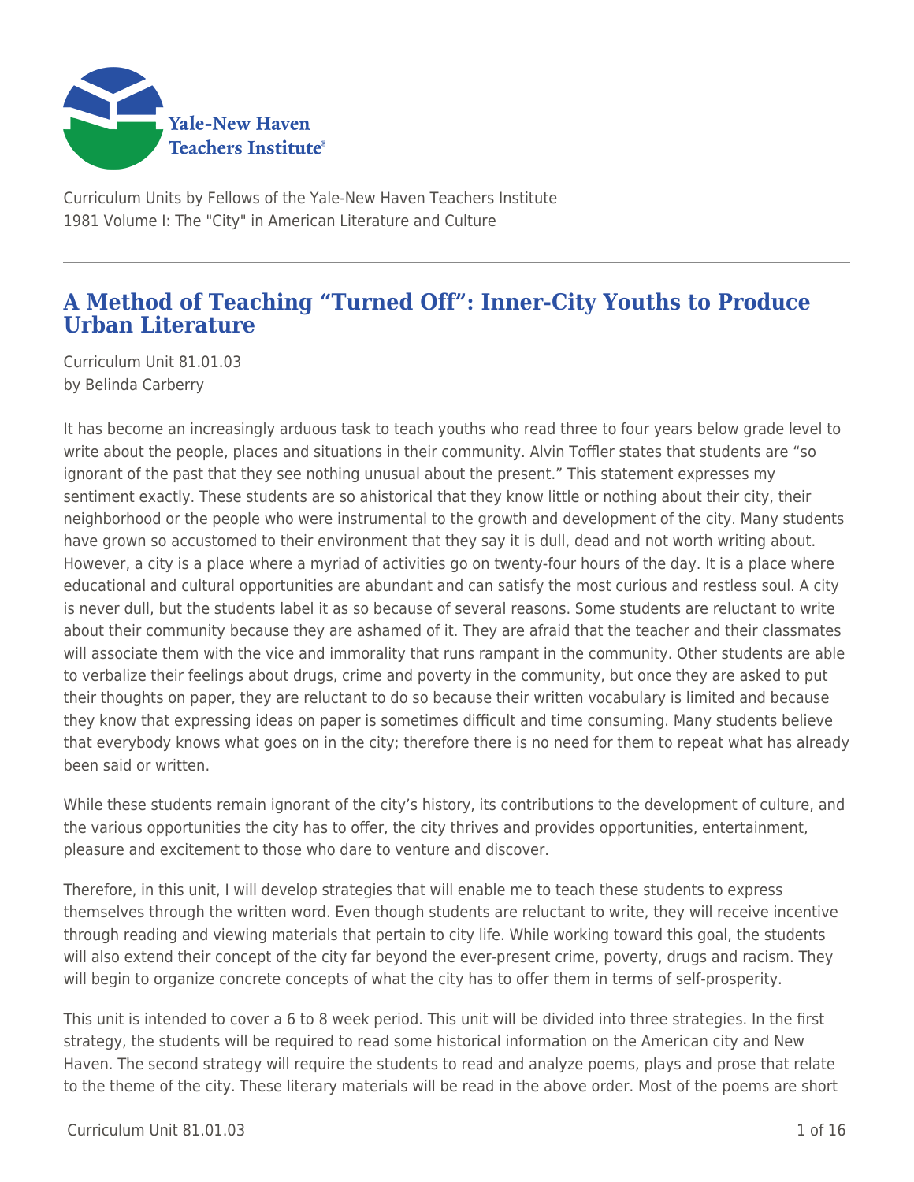Curriculum Units by Fellows of the Yale-New Haven Teachers Institute
1981 Volume I: The "City" in American Literature and Culture

# A Method of Teaching "Turned Off": Inner-City Youths to Produce Urban Literature

Curriculum Unit 81.01.03
by Belinda Carberry

It has become an increasingly arduous task to teach youths who read three to four years below grade level to write about the people, places and situations in their community. Alvin Toffler states that students are "so ignorant of the past that they see nothing unusual about the present." This statement expresses my sentiment exactly. These students are so ahistorical that they know little or nothing about their city, their neighborhood or the people who were instrumental to the growth and development of the city. Many students have grown so accustomed to their environment that they say it is dull, dead and not worth writing about. However, a city is a place where a myriad of activities go on twenty-four hours of the day. It is a place where educational and cultural opportunities are abundant and can satisfy the most curious and restless soul. A city is never dull, but the students label it as so because of several reasons. Some students are reluctant to write about their community because they are ashamed of it. They are afraid that the teacher and their classmates will associate them with the vice and immorality that runs rampant in the community. Other students are able to verbalize their feelings about drugs, crime and poverty in the community, but once they are asked to put their thoughts on paper, they are reluctant to do so because their written vocabulary is limited and because they know that expressing ideas on paper is sometimes difficult and time consuming. Many students believe that everybody knows what goes on in the city; therefore there is no need for them to repeat what has already been said or written.

While these students remain ignorant of the city's history, its contributions to the development of culture, and the various opportunities the city has to offer, the city thrives and provides opportunities, entertainment, pleasure and excitement to those who dare to venture and discover.

Therefore, in this unit, I will develop strategies that will enable me to teach these students to express themselves through the written word. Even though students are reluctant to write, they will receive incentive through reading and viewing materials that pertain to city life. While working toward this goal, the students will also extend their concept of the city far beyond the ever-present crime, poverty, drugs and racism. They will begin to organize concrete concepts of what the city has to offer them in terms of self-prosperity.

This unit is intended to cover a 6 to 8 week period. This unit will be divided into three strategies. In the first strategy, the students will be required to read some historical information on the American city and New Haven. The second strategy will require the students to read and analyze poems, plays and prose that relate to the theme of the city. These literary materials will be read in the above order. Most of the poems are short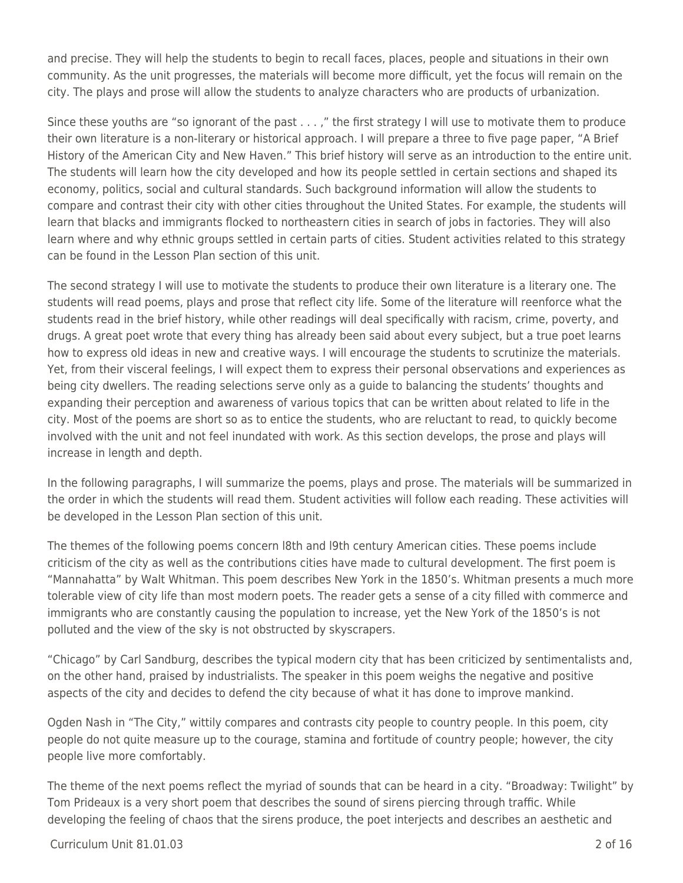and precise. They will help the students to begin to recall faces, places, people and situations in their own community. As the unit progresses, the materials will become more difficult, yet the focus will remain on the city. The plays and prose will allow the students to analyze characters who are products of urbanization.

Since these youths are "so ignorant of the past . . . ," the first strategy I will use to motivate them to produce their own literature is a non-literary or historical approach. I will prepare a three to five page paper, "A Brief History of the American City and New Haven." This brief history will serve as an introduction to the entire unit. The students will learn how the city developed and how its people settled in certain sections and shaped its economy, politics, social and cultural standards. Such background information will allow the students to compare and contrast their city with other cities throughout the United States. For example, the students will learn that blacks and immigrants flocked to northeastern cities in search of jobs in factories. They will also learn where and why ethnic groups settled in certain parts of cities. Student activities related to this strategy can be found in the Lesson Plan section of this unit.

The second strategy I will use to motivate the students to produce their own literature is a literary one. The students will read poems, plays and prose that reflect city life. Some of the literature will reenforce what the students read in the brief history, while other readings will deal specifically with racism, crime, poverty, and drugs. A great poet wrote that every thing has already been said about every subject, but a true poet learns how to express old ideas in new and creative ways. I will encourage the students to scrutinize the materials. Yet, from their visceral feelings, I will expect them to express their personal observations and experiences as being city dwellers. The reading selections serve only as a guide to balancing the students' thoughts and expanding their perception and awareness of various topics that can be written about related to life in the city. Most of the poems are short so as to entice the students, who are reluctant to read, to quickly become involved with the unit and not feel inundated with work. As this section develops, the prose and plays will increase in length and depth.

In the following paragraphs, I will summarize the poems, plays and prose. The materials will be summarized in the order in which the students will read them. Student activities will follow each reading. These activities will be developed in the Lesson Plan section of this unit.

The themes of the following poems concern l8th and l9th century American cities. These poems include criticism of the city as well as the contributions cities have made to cultural development. The first poem is "Mannahatta" by Walt Whitman. This poem describes New York in the 1850's. Whitman presents a much more tolerable view of city life than most modern poets. The reader gets a sense of a city filled with commerce and immigrants who are constantly causing the population to increase, yet the New York of the 1850's is not polluted and the view of the sky is not obstructed by skyscrapers.

"Chicago" by Carl Sandburg, describes the typical modern city that has been criticized by sentimentalists and, on the other hand, praised by industrialists. The speaker in this poem weighs the negative and positive aspects of the city and decides to defend the city because of what it has done to improve mankind.

Ogden Nash in "The City," wittily compares and contrasts city people to country people. In this poem, city people do not quite measure up to the courage, stamina and fortitude of country people; however, the city people live more comfortably.

The theme of the next poems reflect the myriad of sounds that can be heard in a city. "Broadway: Twilight" by Tom Prideaux is a very short poem that describes the sound of sirens piercing through traffic. While developing the feeling of chaos that the sirens produce, the poet interjects and describes an aesthetic and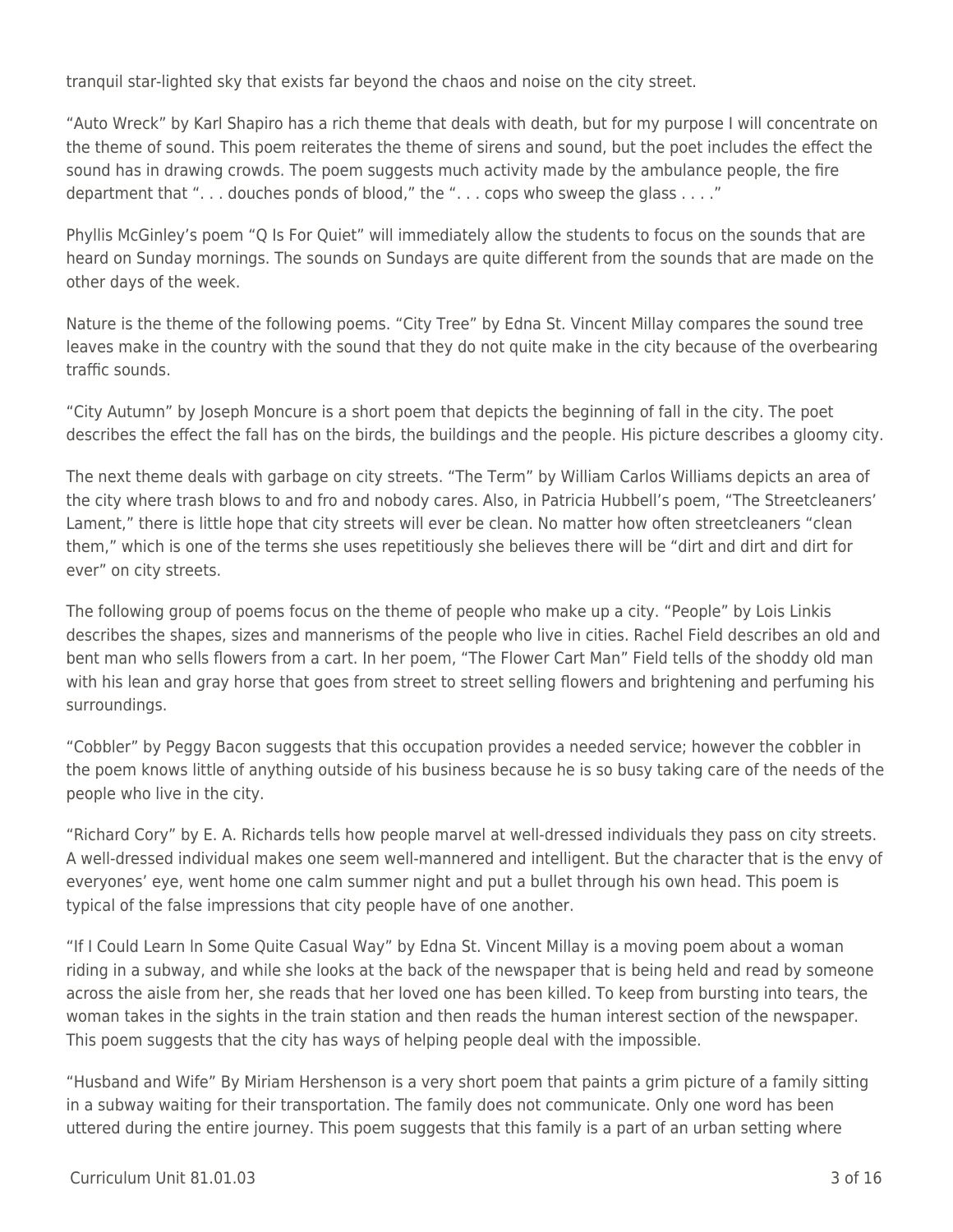tranquil star-lighted sky that exists far beyond the chaos and noise on the city street.

"Auto Wreck" by Karl Shapiro has a rich theme that deals with death, but for my purpose I will concentrate on the theme of sound. This poem reiterates the theme of sirens and sound, but the poet includes the effect the sound has in drawing crowds. The poem suggests much activity made by the ambulance people, the fire department that ". . . douches ponds of blood," the ". . . cops who sweep the glass . . . ."

Phyllis McGinley's poem "Q Is For Quiet" will immediately allow the students to focus on the sounds that are heard on Sunday mornings. The sounds on Sundays are quite different from the sounds that are made on the other days of the week.

Nature is the theme of the following poems. "City Tree" by Edna St. Vincent Millay compares the sound tree leaves make in the country with the sound that they do not quite make in the city because of the overbearing traffic sounds.

"City Autumn" by Joseph Moncure is a short poem that depicts the beginning of fall in the city. The poet describes the effect the fall has on the birds, the buildings and the people. His picture describes a gloomy city.

The next theme deals with garbage on city streets. "The Term" by William Carlos Williams depicts an area of the city where trash blows to and fro and nobody cares. Also, in Patricia Hubbell's poem, "The Streetcleaners' Lament," there is little hope that city streets will ever be clean. No matter how often streetcleaners "clean them," which is one of the terms she uses repetitiously she believes there will be "dirt and dirt and dirt for ever" on city streets.

The following group of poems focus on the theme of people who make up a city. "People" by Lois Linkis describes the shapes, sizes and mannerisms of the people who live in cities. Rachel Field describes an old and bent man who sells flowers from a cart. In her poem, "The Flower Cart Man" Field tells of the shoddy old man with his lean and gray horse that goes from street to street selling flowers and brightening and perfuming his surroundings.

"Cobbler" by Peggy Bacon suggests that this occupation provides a needed service; however the cobbler in the poem knows little of anything outside of his business because he is so busy taking care of the needs of the people who live in the city.

"Richard Cory" by E. A. Richards tells how people marvel at well-dressed individuals they pass on city streets. A well-dressed individual makes one seem well-mannered and intelligent. But the character that is the envy of everyones' eye, went home one calm summer night and put a bullet through his own head. This poem is typical of the false impressions that city people have of one another.

"If I Could Learn In Some Quite Casual Way" by Edna St. Vincent Millay is a moving poem about a woman riding in a subway, and while she looks at the back of the newspaper that is being held and read by someone across the aisle from her, she reads that her loved one has been killed. To keep from bursting into tears, the woman takes in the sights in the train station and then reads the human interest section of the newspaper. This poem suggests that the city has ways of helping people deal with the impossible.

"Husband and Wife" By Miriam Hershenson is a very short poem that paints a grim picture of a family sitting in a subway waiting for their transportation. The family does not communicate. Only one word has been uttered during the entire journey. This poem suggests that this family is a part of an urban setting where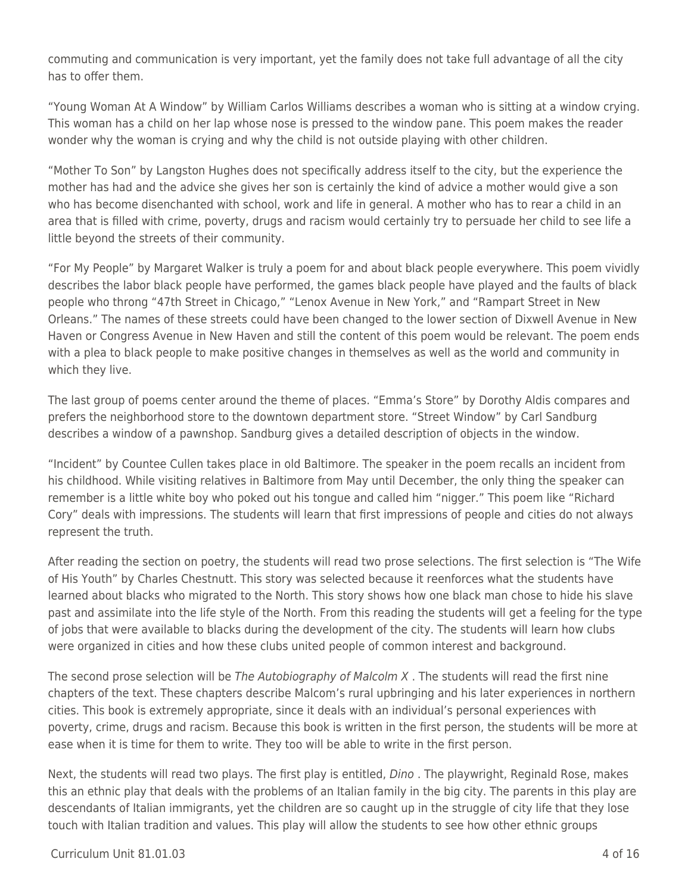commuting and communication is very important, yet the family does not take full advantage of all the city has to offer them.

"Young Woman At A Window" by William Carlos Williams describes a woman who is sitting at a window crying. This woman has a child on her lap whose nose is pressed to the window pane. This poem makes the reader wonder why the woman is crying and why the child is not outside playing with other children.

"Mother To Son" by Langston Hughes does not specifically address itself to the city, but the experience the mother has had and the advice she gives her son is certainly the kind of advice a mother would give a son who has become disenchanted with school, work and life in general. A mother who has to rear a child in an area that is filled with crime, poverty, drugs and racism would certainly try to persuade her child to see life a little beyond the streets of their community.

"For My People" by Margaret Walker is truly a poem for and about black people everywhere. This poem vividly describes the labor black people have performed, the games black people have played and the faults of black people who throng "47th Street in Chicago," "Lenox Avenue in New York," and "Rampart Street in New Orleans." The names of these streets could have been changed to the lower section of Dixwell Avenue in New Haven or Congress Avenue in New Haven and still the content of this poem would be relevant. The poem ends with a plea to black people to make positive changes in themselves as well as the world and community in which they live.

The last group of poems center around the theme of places. "Emma's Store" by Dorothy Aldis compares and prefers the neighborhood store to the downtown department store. "Street Window" by Carl Sandburg describes a window of a pawnshop. Sandburg gives a detailed description of objects in the window.

"Incident" by Countee Cullen takes place in old Baltimore. The speaker in the poem recalls an incident from his childhood. While visiting relatives in Baltimore from May until December, the only thing the speaker can remember is a little white boy who poked out his tongue and called him "nigger." This poem like "Richard Cory" deals with impressions. The students will learn that first impressions of people and cities do not always represent the truth.

After reading the section on poetry, the students will read two prose selections. The first selection is "The Wife of His Youth" by Charles Chestnutt. This story was selected because it reenforces what the students have learned about blacks who migrated to the North. This story shows how one black man chose to hide his slave past and assimilate into the life style of the North. From this reading the students will get a feeling for the type of jobs that were available to blacks during the development of the city. The students will learn how clubs were organized in cities and how these clubs united people of common interest and background.

The second prose selection will be *The Autobiography of Malcolm X* . The students will read the first nine chapters of the text. These chapters describe Malcom's rural upbringing and his later experiences in northern cities. This book is extremely appropriate, since it deals with an individual's personal experiences with poverty, crime, drugs and racism. Because this book is written in the first person, the students will be more at ease when it is time for them to write. They too will be able to write in the first person.

Next, the students will read two plays. The first play is entitled, *Dino* . The playwright, Reginald Rose, makes this an ethnic play that deals with the problems of an Italian family in the big city. The parents in this play are descendants of Italian immigrants, yet the children are so caught up in the struggle of city life that they lose touch with Italian tradition and values. This play will allow the students to see how other ethnic groups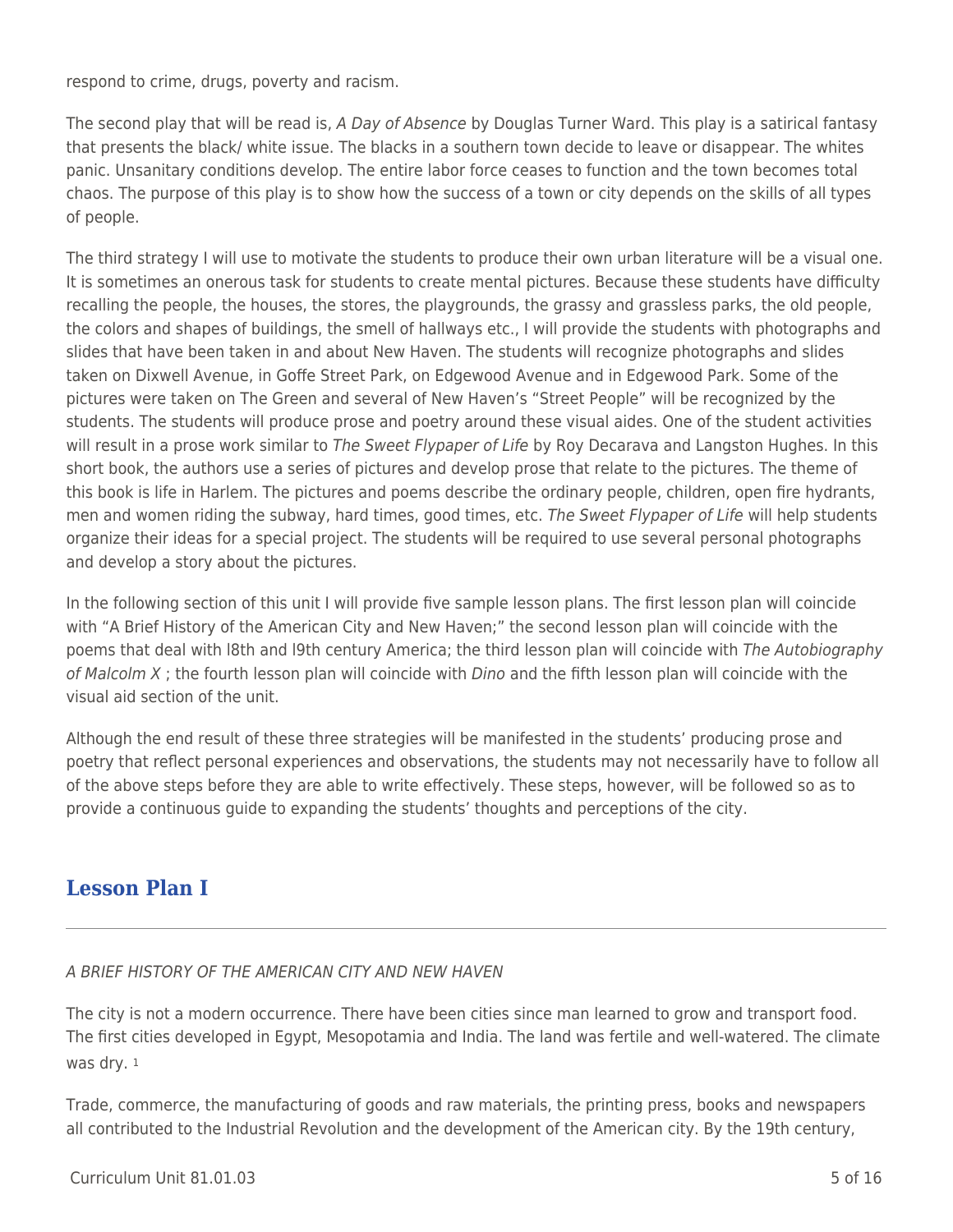respond to crime, drugs, poverty and racism.

The second play that will be read is, *A Day of Absence* by Douglas Turner Ward. This play is a satirical fantasy that presents the black/ white issue. The blacks in a southern town decide to leave or disappear. The whites panic. Unsanitary conditions develop. The entire labor force ceases to function and the town becomes total chaos. The purpose of this play is to show how the success of a town or city depends on the skills of all types of people.

The third strategy I will use to motivate the students to produce their own urban literature will be a visual one. It is sometimes an onerous task for students to create mental pictures. Because these students have difficulty recalling the people, the houses, the stores, the playgrounds, the grassy and grassless parks, the old people, the colors and shapes of buildings, the smell of hallways etc., I will provide the students with photographs and slides that have been taken in and about New Haven. The students will recognize photographs and slides taken on Dixwell Avenue, in Goffe Street Park, on Edgewood Avenue and in Edgewood Park. Some of the pictures were taken on The Green and several of New Haven's "Street People" will be recognized by the students. The students will produce prose and poetry around these visual aides. One of the student activities will result in a prose work similar to *The Sweet Flypaper of Life* by Roy Decarava and Langston Hughes. In this short book, the authors use a series of pictures and develop prose that relate to the pictures. The theme of this book is life in Harlem. The pictures and poems describe the ordinary people, children, open fire hydrants, men and women riding the subway, hard times, good times, etc. *The Sweet Flypaper of Life* will help students organize their ideas for a special project. The students will be required to use several personal photographs and develop a story about the pictures.

In the following section of this unit I will provide five sample lesson plans. The first lesson plan will coincide with "A Brief History of the American City and New Haven;" the second lesson plan will coincide with the poems that deal with l8th and l9th century America; the third lesson plan will coincide with *The Autobiography of Malcolm X* ; the fourth lesson plan will coincide with *Dino* and the fifth lesson plan will coincide with the visual aid section of the unit.

Although the end result of these three strategies will be manifested in the students' producing prose and poetry that reflect personal experiences and observations, the students may not necessarily have to follow all of the above steps before they are able to write effectively. These steps, however, will be followed so as to provide a continuous guide to expanding the students' thoughts and perceptions of the city.

## Lesson Plan I

*A BRIEF HISTORY OF THE AMERICAN CITY AND NEW HAVEN*

The city is not a modern occurrence. There have been cities since man learned to grow and transport food. The first cities developed in Egypt, Mesopotamia and India. The land was fertile and well-watered. The climate was dry. [1]

Trade, commerce, the manufacturing of goods and raw materials, the printing press, books and newspapers all contributed to the Industrial Revolution and the development of the American city. By the 19th century,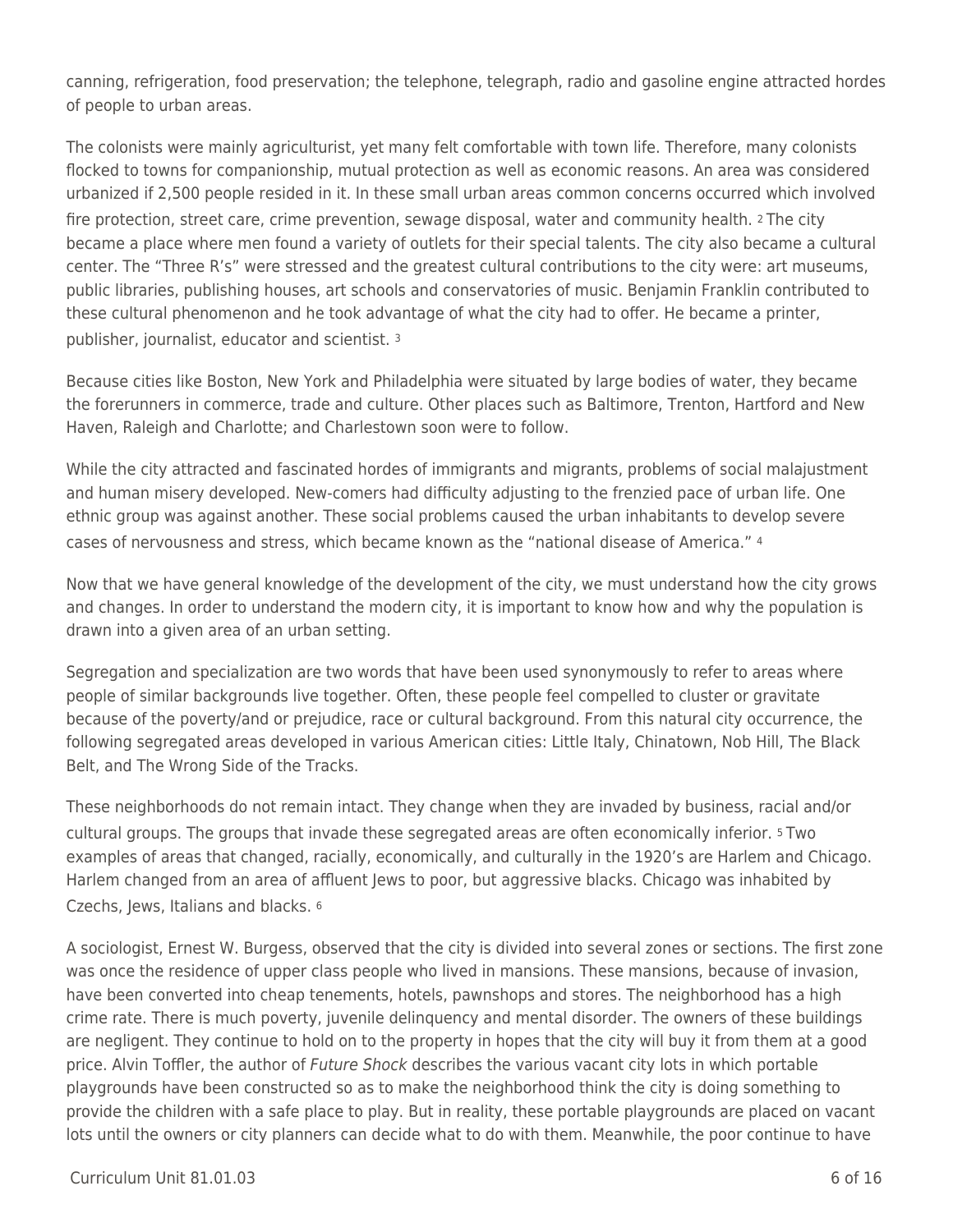canning, refrigeration, food preservation; the telephone, telegraph, radio and gasoline engine attracted hordes of people to urban areas.

The colonists were mainly agriculturist, yet many felt comfortable with town life. Therefore, many colonists flocked to towns for companionship, mutual protection as well as economic reasons. An area was considered urbanized if 2,500 people resided in it. In these small urban areas common concerns occurred which involved fire protection, street care, crime prevention, sewage disposal, water and community health. [2] The city became a place where men found a variety of outlets for their special talents. The city also became a cultural center. The "Three R's" were stressed and the greatest cultural contributions to the city were: art museums, public libraries, publishing houses, art schools and conservatories of music. Benjamin Franklin contributed to these cultural phenomenon and he took advantage of what the city had to offer. He became a printer, publisher, journalist, educator and scientist. [3]

Because cities like Boston, New York and Philadelphia were situated by large bodies of water, they became the forerunners in commerce, trade and culture. Other places such as Baltimore, Trenton, Hartford and New Haven, Raleigh and Charlotte; and Charlestown soon were to follow.

While the city attracted and fascinated hordes of immigrants and migrants, problems of social malajustment and human misery developed. New-comers had difficulty adjusting to the frenzied pace of urban life. One ethnic group was against another. These social problems caused the urban inhabitants to develop severe cases of nervousness and stress, which became known as the "national disease of America." [4]

Now that we have general knowledge of the development of the city, we must understand how the city grows and changes. In order to understand the modern city, it is important to know how and why the population is drawn into a given area of an urban setting.

Segregation and specialization are two words that have been used synonymously to refer to areas where people of similar backgrounds live together. Often, these people feel compelled to cluster or gravitate because of the poverty/and or prejudice, race or cultural background. From this natural city occurrence, the following segregated areas developed in various American cities: Little Itaiy, Chinatown, Nob Hill, The Black Belt, and The Wrong Side of the Tracks.

These neighborhoods do not remain intact. They change when they are invaded by business, racial and/or cultural groups. The groups that invade these segregated areas are often economically inferior. [5] Two examples of areas that changed, racially, economically, and culturally in the 1920's are Harlem and Chicago. Harlem changed from an area of affluent Jews to poor, but aggressive blacks. Chicago was inhabited by Czechs, Jews, Italians and blacks. [6]

A sociologist, Ernest W. Burgess, observed that the city is divided into several zones or sections. The first zone was once the residence of upper class people who lived in mansions. These mansions, because of invasion, have been converted into cheap tenements, hotels, pawnshops and stores. The neighborhood has a high crime rate. There is much poverty, juvenile delinquency and mental disorder. The owners of these buildings are negligent. They continue to hold on to the property in hopes that the city will buy it from them at a good price. Alvin Toffler, the author of *Future Shock* describes the various vacant city lots in which portable playgrounds have been constructed so as to make the neighborhood think the city is doing something to provide the children with a safe place to play. But in reality, these portable playgrounds are placed on vacant lots until the owners or city planners can decide what to do with them. Meanwhile, the poor continue to have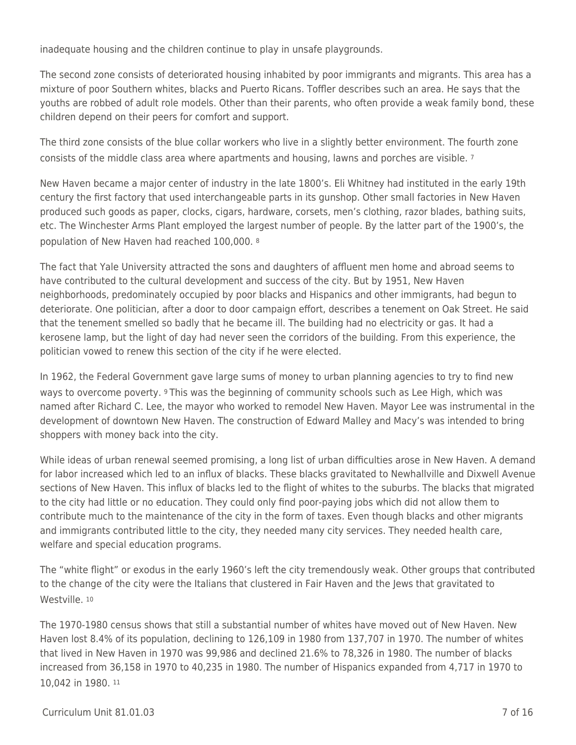inadequate housing and the children continue to play in unsafe playgrounds.

The second zone consists of deteriorated housing inhabited by poor immigrants and migrants. This area has a mixture of poor Southern whites, blacks and Puerto Ricans. Toffler describes such an area. He says that the youths are robbed of adult role models. Other than their parents, who often provide a weak family bond, these children depend on their peers for comfort and support.

The third zone consists of the blue collar workers who live in a slightly better environment. The fourth zone consists of the middle class area where apartments and housing, lawns and porches are visible. [7]

New Haven became a major center of industry in the late 1800's. Eli Whitney had instituted in the early 19th century the first factory that used interchangeable parts in its gunshop. Other small factories in New Haven produced such goods as paper, clocks, cigars, hardware, corsets, men's clothing, razor blades, bathing suits, etc. The Winchester Arms Plant employed the largest number of people. By the latter part of the 1900's, the population of New Haven had reached 100,000. [8]

The fact that Yale University attracted the sons and daughters of affluent men home and abroad seems to have contributed to the cultural development and success of the city. But by 1951, New Haven neighborhoods, predominately occupied by poor blacks and Hispanics and other immigrants, had begun to deteriorate. One politician, after a door to door campaign effort, describes a tenement on Oak Street. He said that the tenement smelled so badly that he became ill. The building had no electricity or gas. It had a kerosene lamp, but the light of day had never seen the corridors of the building. From this experience, the politician vowed to renew this section of the city if he were elected.

In 1962, the Federal Government gave large sums of money to urban planning agencies to try to find new ways to overcome poverty. [9] This was the beginning of community schools such as Lee High, which was named after Richard C. Lee, the mayor who worked to remodel New Haven. Mayor Lee was instrumental in the development of downtown New Haven. The construction of Edward Malley and Macy's was intended to bring shoppers with money back into the city.

While ideas of urban renewal seemed promising, a long list of urban difficulties arose in New Haven. A demand for labor increased which led to an influx of blacks. These blacks gravitated to Newhallville and Dixwell Avenue sections of New Haven. This influx of blacks led to the flight of whites to the suburbs. The blacks that migrated to the city had little or no education. They could only find poor-paying jobs which did not allow them to contribute much to the maintenance of the city in the form of taxes. Even though blacks and other migrants and immigrants contributed little to the city, they needed many city services. They needed health care, welfare and special education programs.

The "white flight" or exodus in the early 1960's left the city tremendously weak. Other groups that contributed to the change of the city were the Italians that clustered in Fair Haven and the Jews that gravitated to Westville. [10]

The 1970-1980 census shows that still a substantial number of whites have moved out of New Haven. New Haven lost 8.4% of its population, declining to 126,109 in 1980 from 137,707 in 1970. The number of whites that lived in New Haven in 1970 was 99,986 and declined 21.6% to 78,326 in 1980. The number of blacks increased from 36,158 in 1970 to 40,235 in 1980. The number of Hispanics expanded from 4,717 in 1970 to 10,042 in 1980. [11]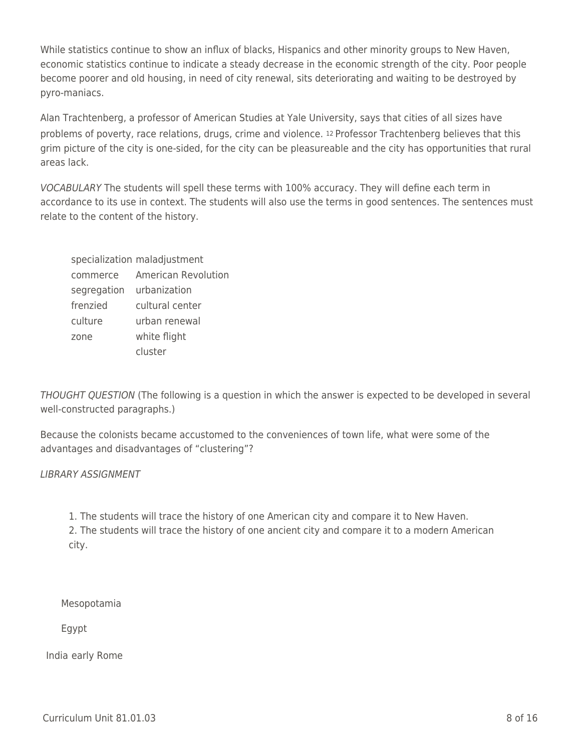While statistics continue to show an influx of blacks, Hispanics and other minority groups to New Haven, economic statistics continue to indicate a steady decrease in the economic strength of the city. Poor people become poorer and old housing, in need of city renewal, sits deteriorating and waiting to be destroyed by pyro-maniacs.

Alan Trachtenberg, a professor of American Studies at Yale University, says that cities of all sizes have problems of poverty, race relations, drugs, crime and violence. [12] Professor Trachtenberg believes that this grim picture of the city is one-sided, for the city can be pleasureable and the city has opportunities that rural areas lack.

*VOCABULARY* The students will spell these terms with 100% accuracy. They will define each term in accordance to its use in context. The students will also use the terms in good sentences. The sentences must relate to the content of the history.

| | |
|---|---|
| specialization | maladjustment |
| commerce | American Revolution |
| segregation | urbanization |
| frenzied | cultural center |
| culture | urban renewal |
| zone | white flight |
| | cluster |

*THOUGHT QUESTION* (The following is a question in which the answer is expected to be developed in several well-constructed paragraphs.)

Because the colonists became accustomed to the conveniences of town life, what were some of the advantages and disadvantages of "clustering"?

*LIBRARY ASSIGNMENT*

1. The students will trace the history of one American city and compare it to New Haven.
2. The students will trace the history of one ancient city and compare it to a modern American city.

Mesopotamia

Egypt

India early Rome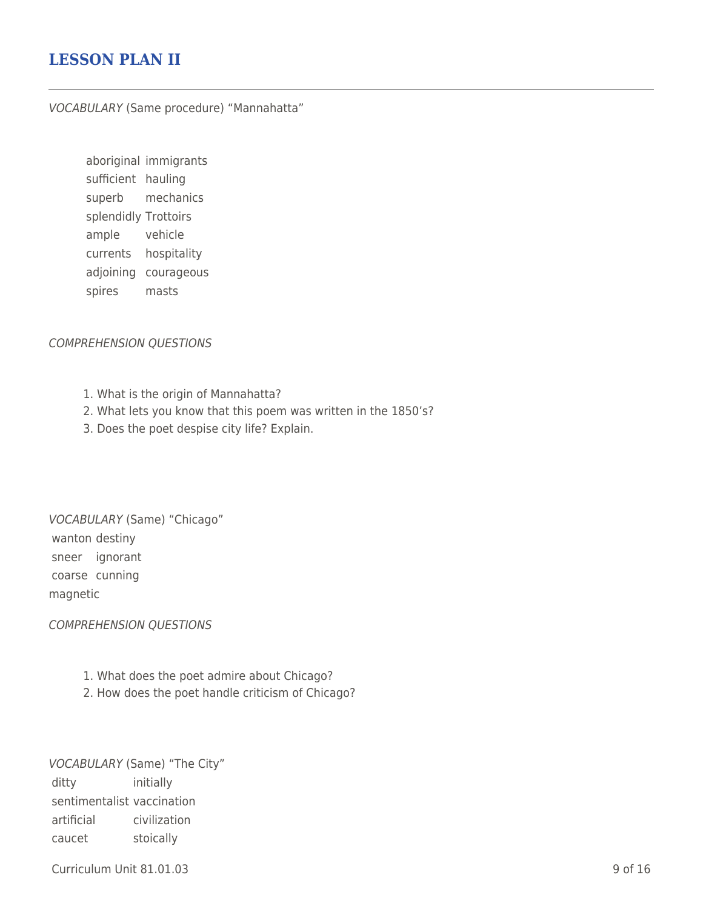## LESSON PLAN II

*VOCABULARY* (Same procedure) "Mannahatta"

| | |
|---|---|
| aboriginal | immigrants |
| sufficient | hauling |
| superb | mechanics |
| splendidly | Trottoirs |
| ample | vehicle |
| currents | hospitality |
| adjoining | courageous |
| spires | masts |

*COMPREHENSION QUESTIONS*

1. What is the origin of Mannahatta?
2. What lets you know that this poem was written in the 1850's?
3. Does the poet despise city life? Explain.

*VOCABULARY* (Same) "Chicago"

| | |
|---|---|
| wanton | destiny |
| sneer | ignorant |
| coarse | cunning |
| magnetic | |

*COMPREHENSION QUESTIONS*

1. What does the poet admire about Chicago?
2. How does the poet handle criticism of Chicago?

*VOCABULARY* (Same) "The City"

| | |
|---|---|
| ditty | initially |
| sentimentalist | vaccination |
| artificial | civilization |
| caucet | stoically |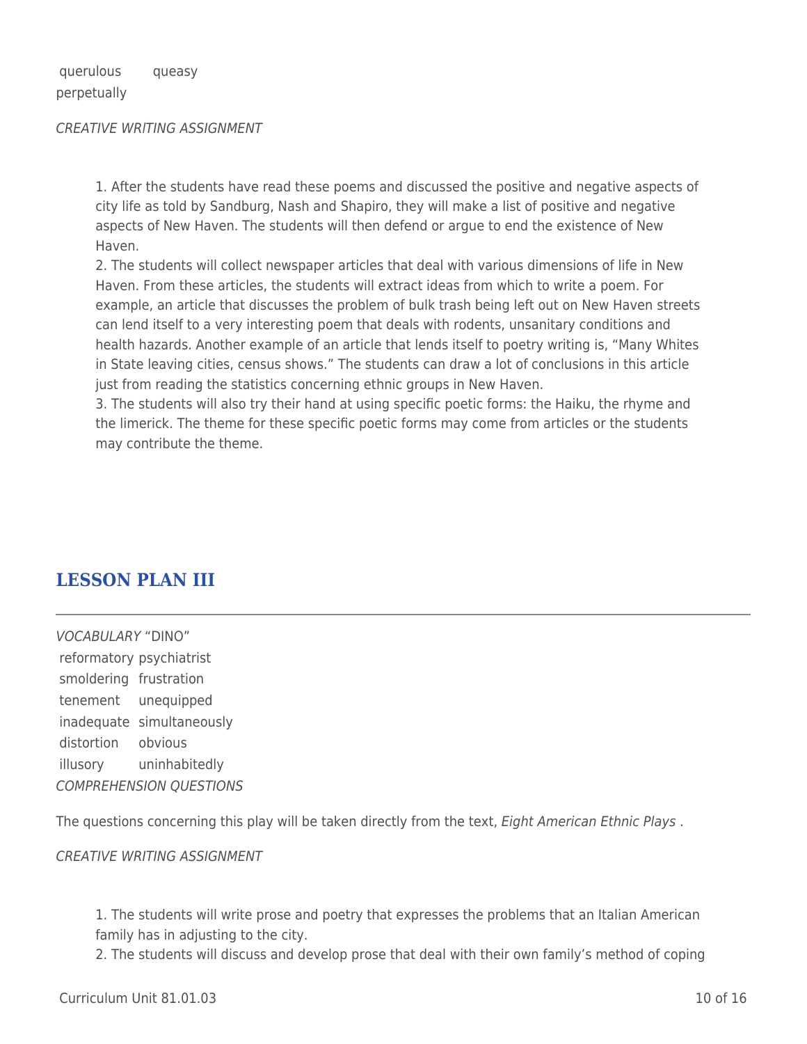querulous queasy
perpetually

*CREATIVE WRITING ASSIGNMENT*

1. After the students have read these poems and discussed the positive and negative aspects of city life as told by Sandburg, Nash and Shapiro, they will make a list of positive and negative aspects of New Haven. The students will then defend or argue to end the existence of New Haven.
2. The students will collect newspaper articles that deal with various dimensions of life in New Haven. From these articles, the students will extract ideas from which to write a poem. For example, an article that discusses the problem of bulk trash being left out on New Haven streets can lend itself to a very interesting poem that deals with rodents, unsanitary conditions and health hazards. Another example of an article that lends itself to poetry writing is, "Many Whites in State leaving cities, census shows." The students can draw a lot of conclusions in this article just from reading the statistics concerning ethnic groups in New Haven.
3. The students will also try their hand at using specific poetic forms: the Haiku, the rhyme and the limerick. The theme for these specific poetic forms may come from articles or the students may contribute the theme.

## LESSON PLAN III

*VOCABULARY* "DINO"

reformatory psychiatrist
smoldering frustration
tenement unequipped
inadequate simultaneously
distortion obvious
illusory uninhabitedly

*COMPREHENSION QUESTIONS*

The questions concerning this play will be taken directly from the text, *Eight American Ethnic Plays* .

*CREATIVE WRITING ASSIGNMENT*

1. The students will write prose and poetry that expresses the problems that an Italian American family has in adjusting to the city.
2. The students will discuss and develop prose that deal with their own family's method of coping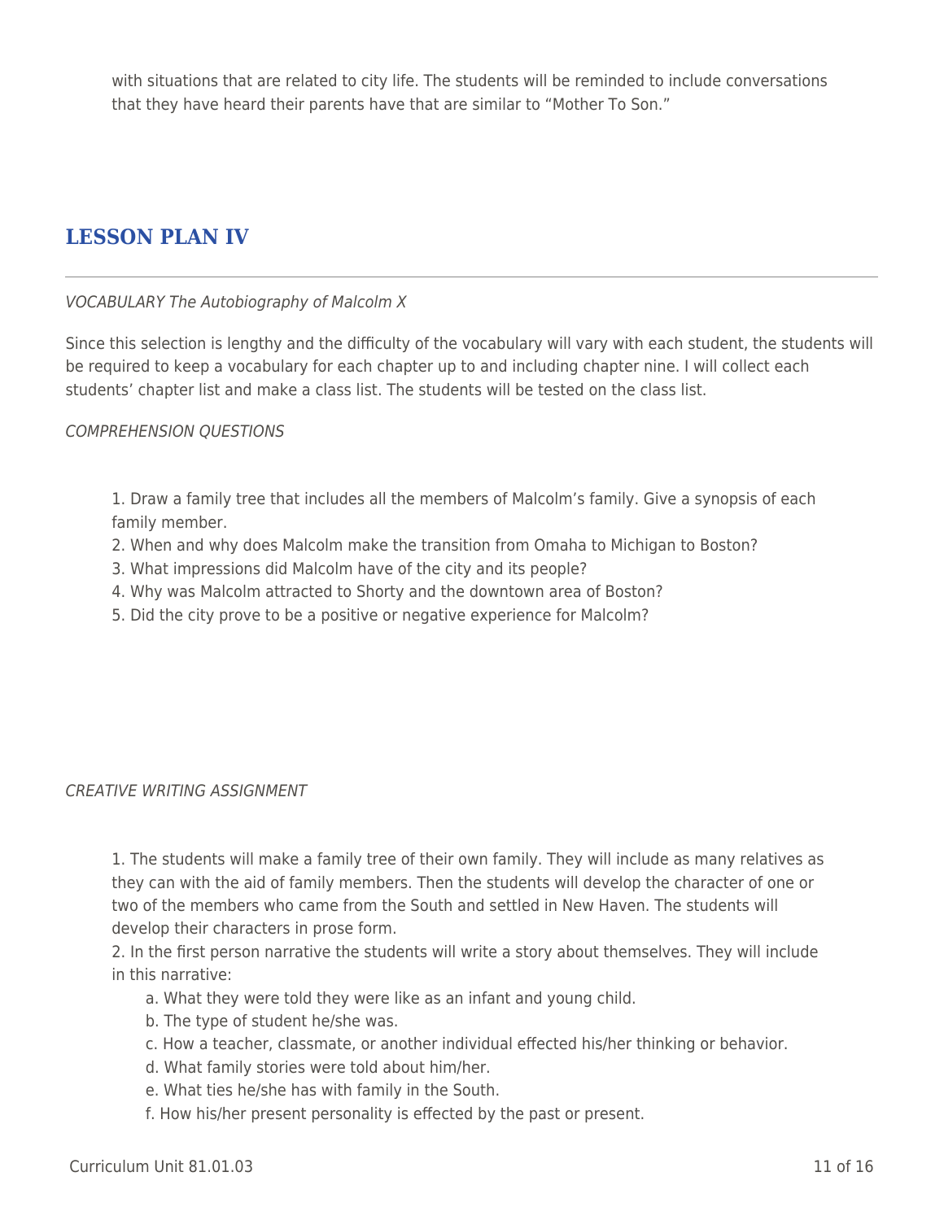with situations that are related to city life. The students will be reminded to include conversations that they have heard their parents have that are similar to "Mother To Son."

## LESSON PLAN IV

*VOCABULARY The Autobiography of Malcolm X*

Since this selection is lengthy and the difficulty of the vocabulary will vary with each student, the students will be required to keep a vocabulary for each chapter up to and including chapter nine. I will collect each students' chapter list and make a class list. The students will be tested on the class list.

*COMPREHENSION QUESTIONS*

1. Draw a family tree that includes all the members of Malcolm's family. Give a synopsis of each family member.
2. When and why does Malcolm make the transition from Omaha to Michigan to Boston?
3. What impressions did Malcolm have of the city and its people?
4. Why was Malcolm attracted to Shorty and the downtown area of Boston?
5. Did the city prove to be a positive or negative experience for Malcolm?

*CREATIVE WRITING ASSIGNMENT*

1. The students will make a family tree of their own family. They will include as many relatives as they can with the aid of family members. Then the students will develop the character of one or two of the members who came from the South and settled in New Haven. The students will develop their characters in prose form.
2. In the first person narrative the students will write a story about themselves. They will include in this narrative:
    a. What they were told they were like as an infant and young child.
    b. The type of student he/she was.
    c. How a teacher, classmate, or another individual effected his/her thinking or behavior.
    d. What family stories were told about him/her.
    e. What ties he/she has with family in the South.
    f. How his/her present personality is effected by the past or present.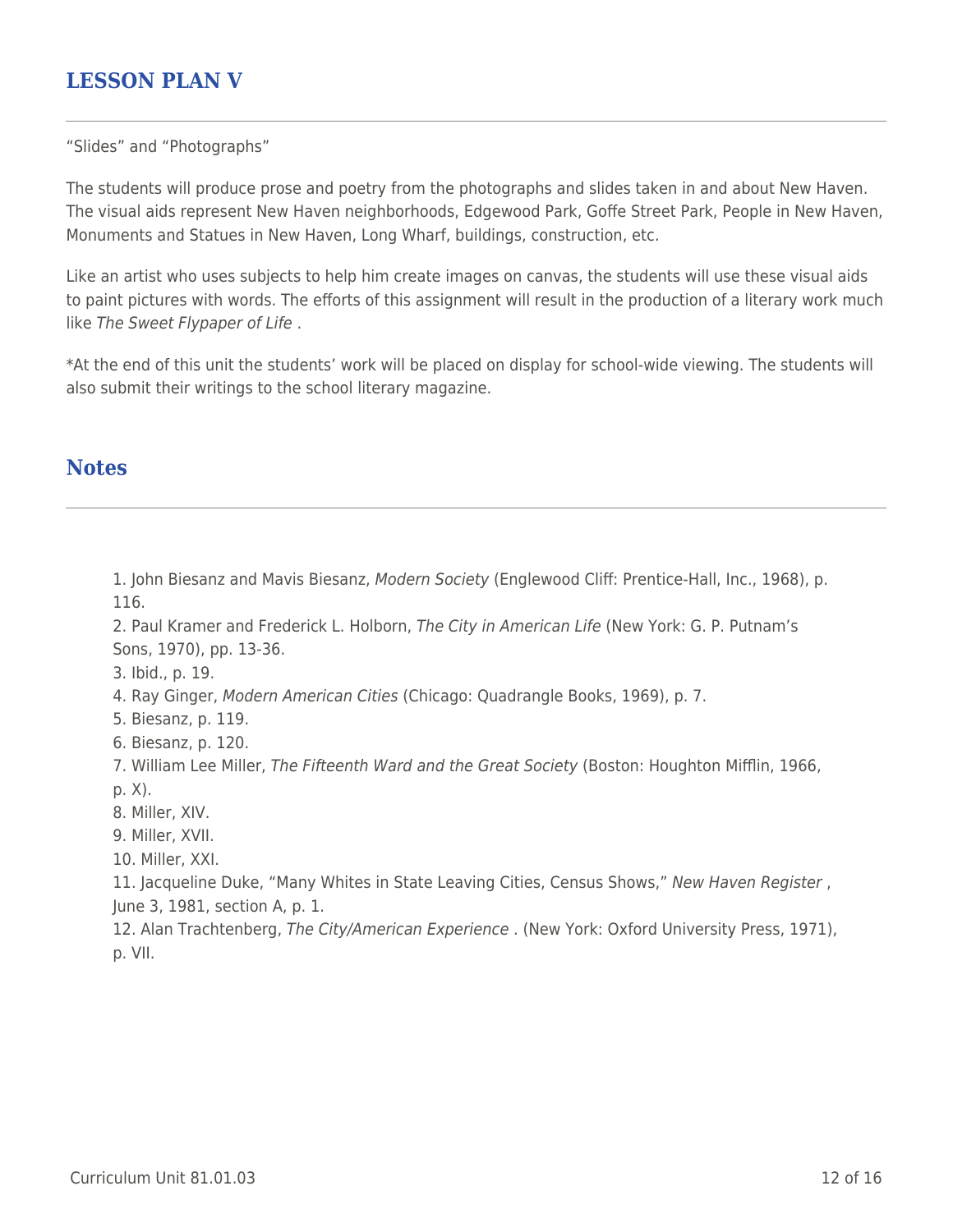## LESSON PLAN V

"Slides" and "Photographs"

The students will produce prose and poetry from the photographs and slides taken in and about New Haven. The visual aids represent New Haven neighborhoods, Edgewood Park, Goffe Street Park, People in New Haven, Monuments and Statues in New Haven, Long Wharf, buildings, construction, etc.

Like an artist who uses subjects to help him create images on canvas, the students will use these visual aids to paint pictures with words. The efforts of this assignment will result in the production of a literary work much like *The Sweet Flypaper of Life* .

*At the end of this unit the students' work will be placed on display for school-wide viewing. The students will also submit their writings to the school literary magazine.

## Notes

1. John Biesanz and Mavis Biesanz, *Modern Society* (Englewood Cliff: Prentice-Hall, Inc., 1968), p. 116.
2. Paul Kramer and Frederick L. Holborn, *The City in American Life* (New York: G. P. Putnam's Sons, 1970), pp. 13-36.
3. Ibid., p. 19.
4. Ray Ginger, *Modern American Cities* (Chicago: Quadrangle Books, 1969), p. 7.
5. Biesanz, p. 119.
6. Biesanz, p. 120.
7. William Lee Miller, *The Fifteenth Ward and the Great Society* (Boston: Houghton Mifflin, 1966, p. X).
8. Miller, XIV.
9. Miller, XVII.
10. Miller, XXI.
11. Jacqueline Duke, "Many Whites in State Leaving Cities, Census Shows," *New Haven Register* , June 3, 1981, section A, p. 1.
12. Alan Trachtenberg, *The City/American Experience* . (New York: Oxford University Press, 1971), p. VII.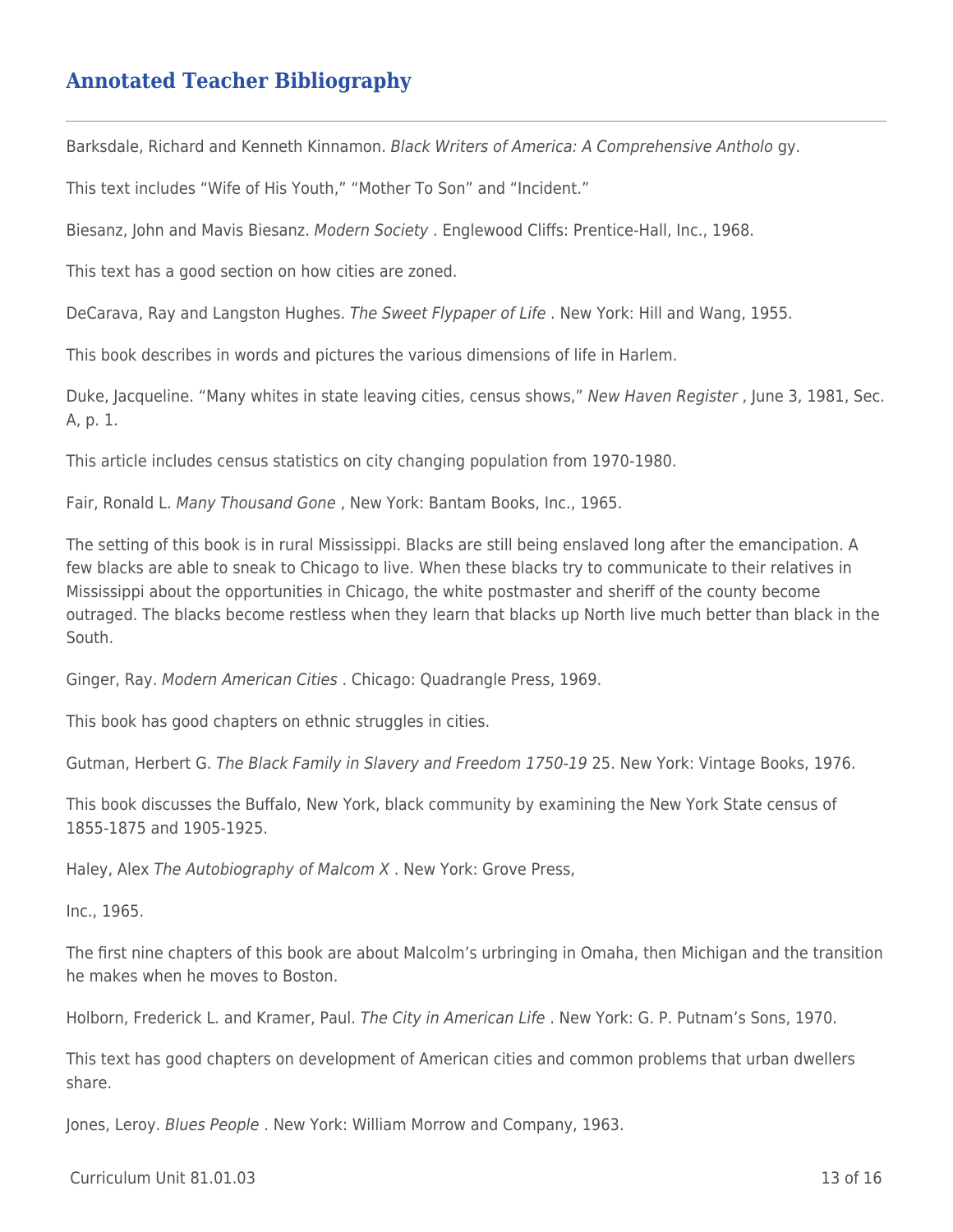## Annotated Teacher Bibliography

Barksdale, Richard and Kenneth Kinnamon. *Black Writers of America: A Comprehensive Antholo* gy.

This text includes "Wife of His Youth," "Mother To Son" and "Incident."

Biesanz, John and Mavis Biesanz. *Modern Society* . Englewood Cliffs: Prentice-Hall, Inc., 1968.

This text has a good section on how cities are zoned.

DeCarava, Ray and Langston Hughes. *The Sweet Flypaper of Life* . New York: Hill and Wang, 1955.

This book describes in words and pictures the various dimensions of life in Harlem.

Duke, Jacqueline. "Many whites in state leaving cities, census shows," *New Haven Register* , June 3, 1981, Sec. A, p. 1.

This article includes census statistics on city changing population from 1970-1980.

Fair, Ronald L. *Many Thousand Gone* , New York: Bantam Books, Inc., 1965.

The setting of this book is in rural Mississippi. Blacks are still being enslaved long after the emancipation. A few blacks are able to sneak to Chicago to live. When these blacks try to communicate to their relatives in Mississippi about the opportunities in Chicago, the white postmaster and sheriff of the county become outraged. The blacks become restless when they learn that blacks up North live much better than black in the South.

Ginger, Ray. *Modern American Cities* . Chicago: Quadrangle Press, 1969.

This book has good chapters on ethnic struggles in cities.

Gutman, Herbert G. *The Black Family in Slavery and Freedom 1750-19* 25. New York: Vintage Books, 1976.

This book discusses the Buffalo, New York, black community by examining the New York State census of 1855-1875 and 1905-1925.

Haley, Alex *The Autobiography of Malcom X* . New York: Grove Press,

Inc., 1965.

The first nine chapters of this book are about Malcolm's urbringing in Omaha, then Michigan and the transition he makes when he moves to Boston.

Holborn, Frederick L. and Kramer, Paul. *The City in American Life* . New York: G. P. Putnam's Sons, 1970.

This text has good chapters on development of American cities and common problems that urban dwellers share.

Jones, Leroy. *Blues People* . New York: William Morrow and Company, 1963.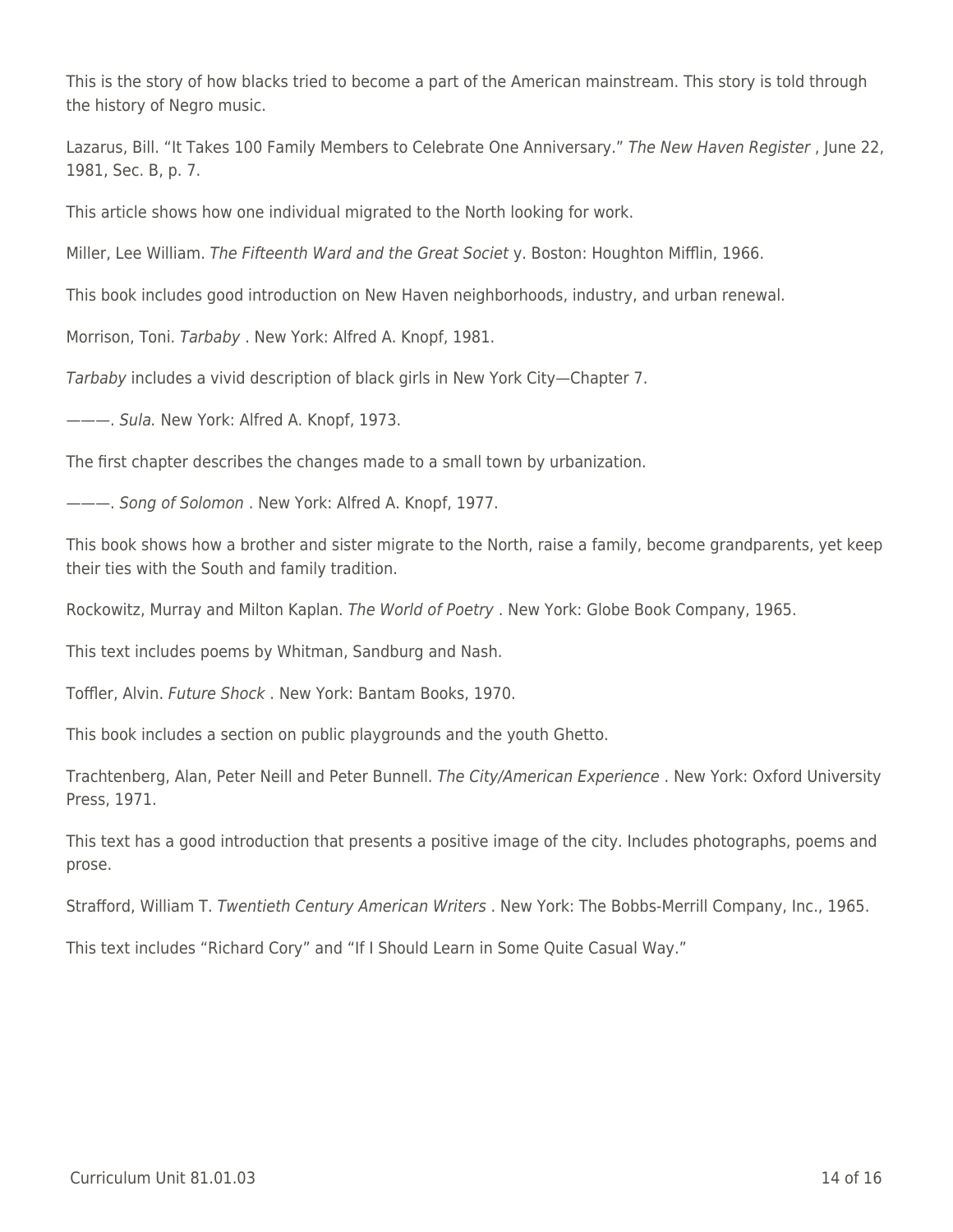This is the story of how blacks tried to become a part of the American mainstream. This story is told through the history of Negro music.

Lazarus, Bill. "It Takes 100 Family Members to Celebrate One Anniversary." *The New Haven Register* , June 22, 1981, Sec. B, p. 7.

This article shows how one individual migrated to the North looking for work.

Miller, Lee William. *The Fifteenth Ward and the Great Societ* y. Boston: Houghton Mifflin, 1966.

This book includes good introduction on New Haven neighborhoods, industry, and urban renewal.

Morrison, Toni. *Tarbaby* . New York: Alfred A. Knopf, 1981.

*Tarbaby* includes a vivid description of black girls in New York City—Chapter 7.

———. *Sula.* New York: Alfred A. Knopf, 1973.

The first chapter describes the changes made to a small town by urbanization.

———. *Song of Solomon* . New York: Alfred A. Knopf, 1977.

This book shows how a brother and sister migrate to the North, raise a family, become grandparents, yet keep their ties with the South and family tradition.

Rockowitz, Murray and Milton Kaplan. *The World of Poetry* . New York: Globe Book Company, 1965.

This text includes poems by Whitman, Sandburg and Nash.

Toffler, Alvin. *Future Shock* . New York: Bantam Books, 1970.

This book includes a section on public playgrounds and the youth Ghetto.

Trachtenberg, Alan, Peter Neill and Peter Bunnell. *The City/American Experience* . New York: Oxford University Press, 1971.

This text has a good introduction that presents a positive image of the city. Includes photographs, poems and prose.

Strafford, William T. *Twentieth Century American Writers* . New York: The Bobbs-Merrill Company, Inc., 1965.

This text includes "Richard Cory" and "If I Should Learn in Some Quite Casual Way."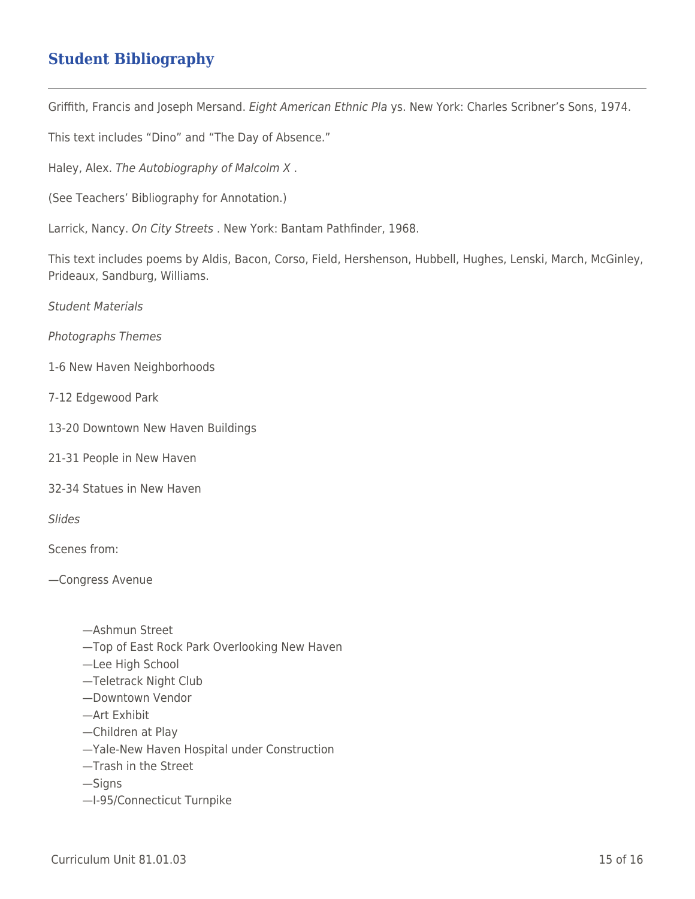## Student Bibliography

Griffith, Francis and Joseph Mersand. *Eight American Ethnic Pla* ys. New York: Charles Scribner's Sons, 1974.

This text includes "Dino" and "The Day of Absence."

Haley, Alex. *The Autobiography of Malcolm X* .

(See Teachers' Bibliography for Annotation.)

Larrick, Nancy. *On City Streets* . New York: Bantam Pathfinder, 1968.

This text includes poems by Aldis, Bacon, Corso, Field, Hershenson, Hubbell, Hughes, Lenski, March, McGinley, Prideaux, Sandburg, Williams.

*Student Materials*

*Photographs Themes*

1-6 New Haven Neighborhoods

7-12 Edgewood Park

13-20 Downtown New Haven Buildings

21-31 People in New Haven

32-34 Statues in New Haven

*Slides*

Scenes from:

—Congress Avenue

—Ashmun Street
—Top of East Rock Park Overlooking New Haven
—Lee High School
—Teletrack Night Club
—Downtown Vendor
—Art Exhibit
—Children at Play
—Yale-New Haven Hospital under Construction
—Trash in the Street
—Signs
—I-95/Connecticut Turnpike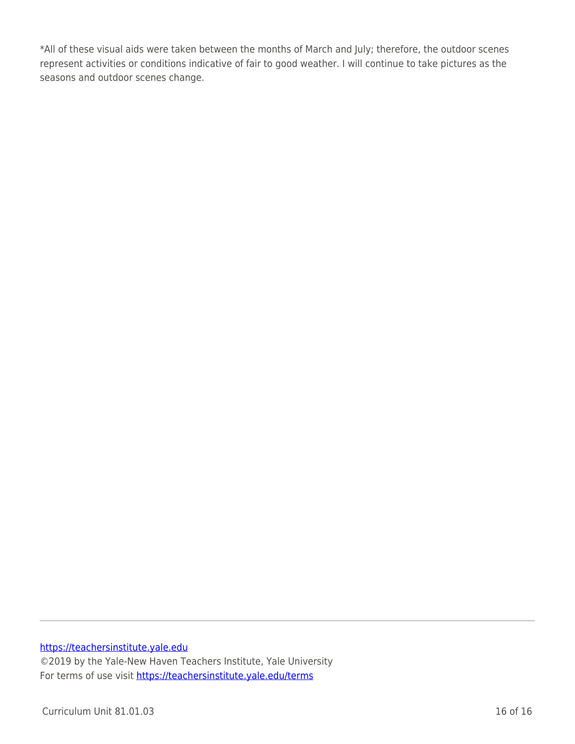*All of these visual aids were taken between the months of March and July; therefore, the outdoor scenes represent activities or conditions indicative of fair to good weather. I will continue to take pictures as the seasons and outdoor scenes change.